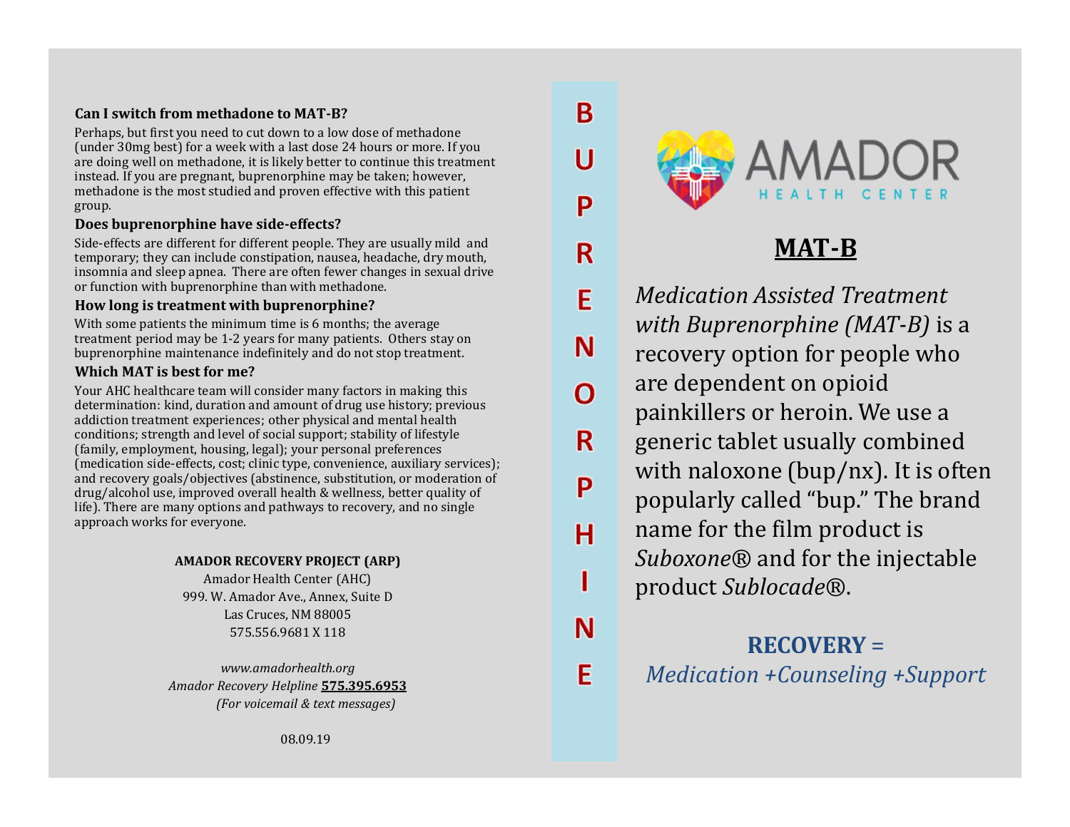### Can I switch from methadone to MAT-B?

Perhaps, but first you need to cut down to a low dose of methadone (under 30mg best) for a week with a last dose 24 hours or more. If you are doing well on methadone, it is likely better to continue this treatment instead. If you are pregnant, buprenorphine may be taken; however, methadone is the most studied and proven effective with this patient group.

### Does buprenorphine have side-effects?

Side-effects are different for different people. They are usually mild and temporary; they can include constipation, nausea, headache, dry mouth, insomnia and sleep apnea. There are often fewer changes in sexual drive or function with buprenorphine than with methadone.

### How long is treatment with buprenorphine?

With some patients the minimum time is 6 months; the average treatment period may be 1-2 years for many patients. Others stay on buprenorphine maintenance indefinitely and do not stop treatment.

### Which MAT is best for me?

Your AHC healthcare team will consider many factors in making this determination: kind, duration and amount of drug use history; previous addiction treatment experiences; other physical and mental health conditions; strength and level of social support; stability of lifestyle (family, employment, housing, legal); your personal preferences (medication side-effects, cost; clinic type, convenience, auxiliary services); and recovery goals/objectives (abstinence, substitution, or moderation of drug/alcohol use, improved overall health & wellness, better quality of life). There are many options and pathways to recovery, and no single approach works for everyone.

**AMADOR RECOVERY PROJECT (ARP)**
Amador Health Center (AHC)
999. W. Amador Ave., Annex, Suite D
Las Cruces, NM 88005
575.556.9681 X 118

*www.amadorhealth.org*
*Amador Recovery Helpline* **575.395.6953**
*(For voicemail & text messages)*

08.09.19

**BUPRENORPHINE**

AMADOR HEALTH CENTER

# MAT-B

*Medication Assisted Treatment with Buprenorphine (MAT-B)* is a recovery option for people who are dependent on opioid painkillers or heroin. We use a generic tablet usually combined with naloxone (bup/nx). It is often popularly called "bup." The brand name for the film product is *Suboxone*® and for the injectable product *Sublocade*®.

**RECOVERY =**
*Medication +Counseling +Support*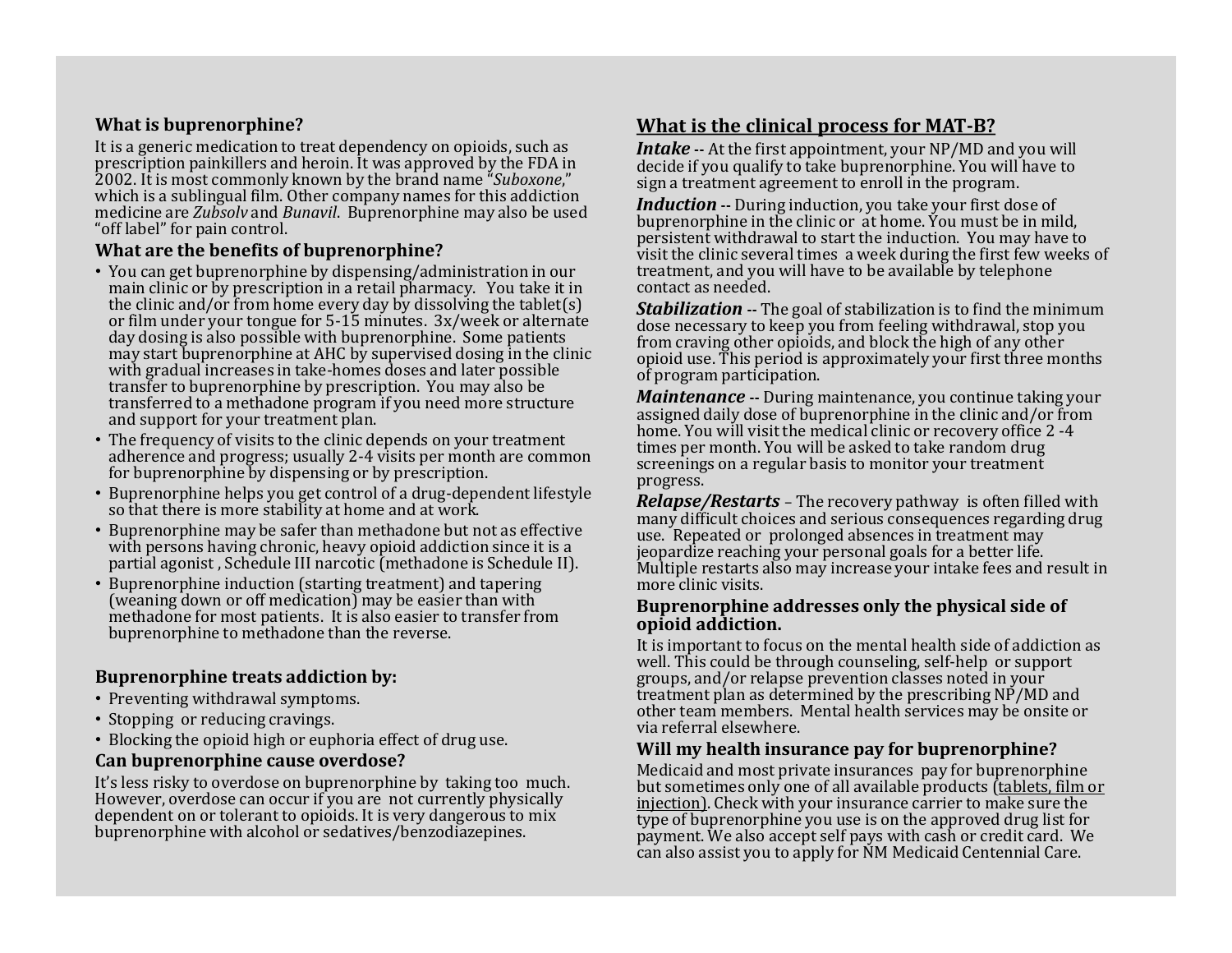### What is buprenorphine?

It is a generic medication to treat dependency on opioids, such as prescription painkillers and heroin. It was approved by the FDA in 2002. It is most commonly known by the brand name "*Suboxone*," which is a sublingual film. Other company names for this addiction medicine are *Zubsolv* and *Bunavil*. Buprenorphine may also be used "off label" for pain control.

### What are the benefits of buprenorphine?

- You can get buprenorphine by dispensing/administration in our main clinic or by prescription in a retail pharmacy. You take it in the clinic and/or from home every day by dissolving the tablet(s) or film under your tongue for 5-15 minutes. 3x/week or alternate day dosing is also possible with buprenorphine. Some patients may start buprenorphine at AHC by supervised dosing in the clinic with gradual increases in take-homes doses and later possible transfer to buprenorphine by prescription. You may also be transferred to a methadone program if you need more structure and support for your treatment plan.
- The frequency of visits to the clinic depends on your treatment adherence and progress; usually 2-4 visits per month are common for buprenorphine by dispensing or by prescription.
- Buprenorphine helps you get control of a drug-dependent lifestyle so that there is more stability at home and at work.
- Buprenorphine may be safer than methadone but not as effective with persons having chronic, heavy opioid addiction since it is a partial agonist , Schedule III narcotic (methadone is Schedule II).
- Buprenorphine induction (starting treatment) and tapering (weaning down or off medication) may be easier than with methadone for most patients. It is also easier to transfer from buprenorphine to methadone than the reverse.

### Buprenorphine treats addiction by:

- Preventing withdrawal symptoms.
- Stopping or reducing cravings.
- Blocking the opioid high or euphoria effect of drug use.

### Can buprenorphine cause overdose?

It's less risky to overdose on buprenorphine by taking too much. However, overdose can occur if you are not currently physically dependent on or tolerant to opioids. It is very dangerous to mix buprenorphine with alcohol or sedatives/benzodiazepines.

## What is the clinical process for MAT-B?

***Intake*** -- At the first appointment, your NP/MD and you will decide if you qualify to take buprenorphine. You will have to sign a treatment agreement to enroll in the program.

***Induction*** -- During induction, you take your first dose of buprenorphine in the clinic or at home. You must be in mild, persistent withdrawal to start the induction. You may have to visit the clinic several times a week during the first few weeks of treatment, and you will have to be available by telephone contact as needed.

***Stabilization*** -- The goal of stabilization is to find the minimum dose necessary to keep you from feeling withdrawal, stop you from craving other opioids, and block the high of any other opioid use. This period is approximately your first three months of program participation.

***Maintenance*** -- During maintenance, you continue taking your assigned daily dose of buprenorphine in the clinic and/or from home. You will visit the medical clinic or recovery office 2 -4 times per month. You will be asked to take random drug screenings on a regular basis to monitor your treatment progress.

***Relapse/Restarts*** – The recovery pathway is often filled with many difficult choices and serious consequences regarding drug use. Repeated or prolonged absences in treatment may jeopardize reaching your personal goals for a better life. Multiple restarts also may increase your intake fees and result in more clinic visits.

### Buprenorphine addresses only the physical side of opioid addiction.

It is important to focus on the mental health side of addiction as well. This could be through counseling, self-help or support groups, and/or relapse prevention classes noted in your treatment plan as determined by the prescribing NP/MD and other team members. Mental health services may be onsite or via referral elsewhere.

### Will my health insurance pay for buprenorphine?

Medicaid and most private insurances pay for buprenorphine but sometimes only one of all available products (tablets, film or injection). Check with your insurance carrier to make sure the type of buprenorphine you use is on the approved drug list for payment. We also accept self pays with cash or credit card. We can also assist you to apply for NM Medicaid Centennial Care.